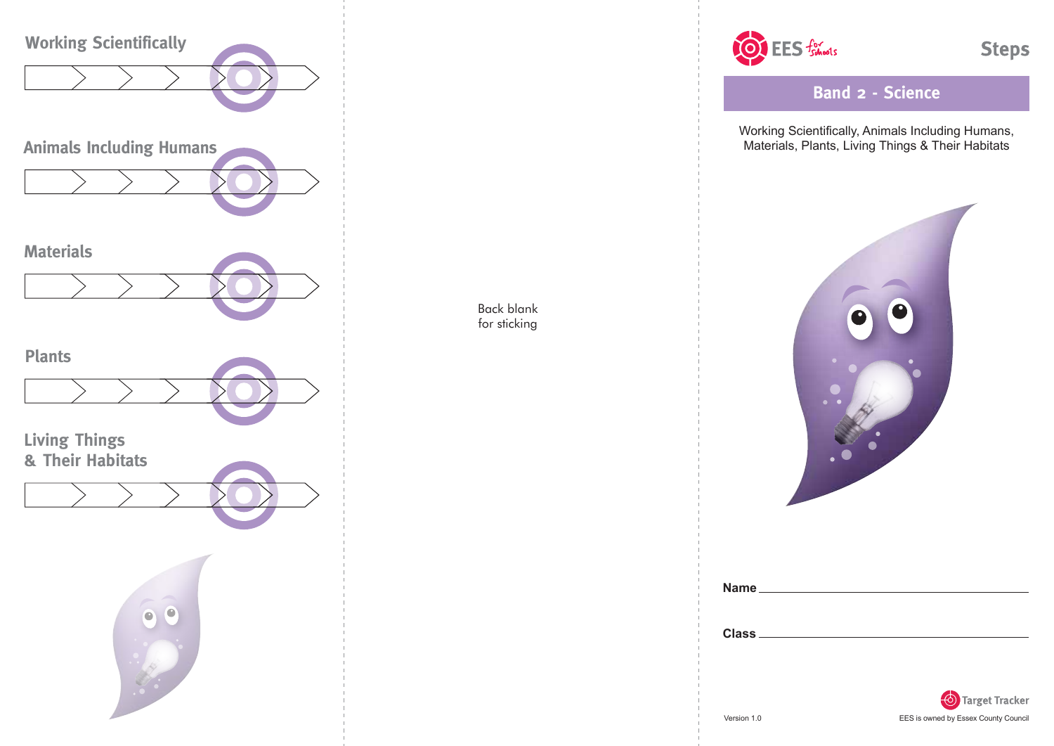## Working Scientifically

## Animals Including Humans

## Materials

## Plants

## Living Things & Their Habitats

Back blank for sticking

EES for schools

# Steps

## Band 2 - Science

Working Scientifically, Animals Including Humans, Materials, Plants, Living Things & Their Habitats

**Name** \_\_\_\_\_\_\_\_\_\_\_\_\_\_\_\_\_\_\_\_\_\_\_\_\_\_\_\_

**Class** \_\_\_\_\_\_\_\_\_\_\_\_\_\_\_\_\_\_\_\_\_\_\_\_\_\_\_\_

Target Tracker

Version 1.0

EES is owned by Essex County Council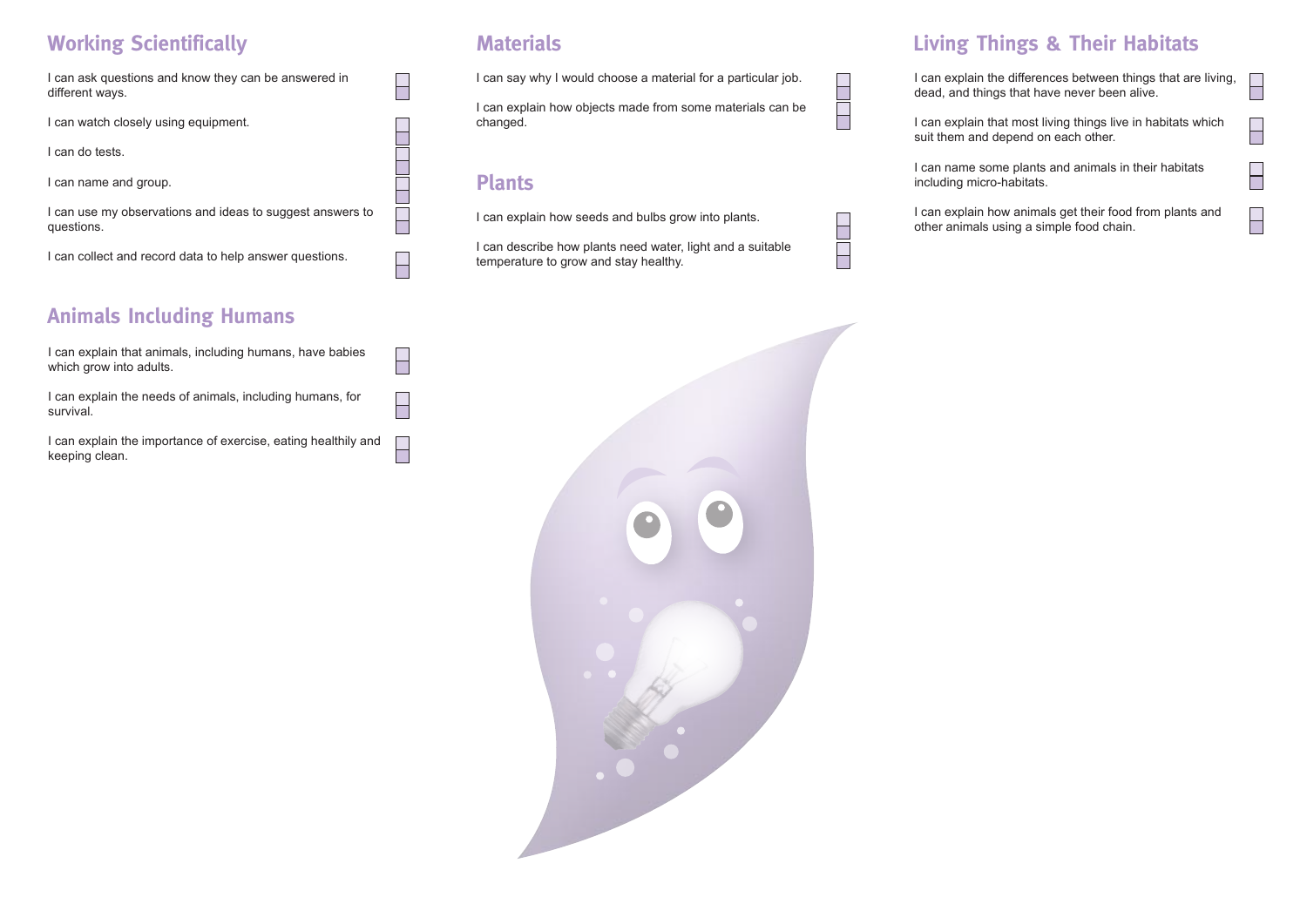## Working Scientifically

I can ask questions and know they can be answered in different ways.

I can watch closely using equipment.

I can do tests.

I can name and group.

I can use my observations and ideas to suggest answers to questions.

I can collect and record data to help answer questions.

## Animals Including Humans

I can explain that animals, including humans, have babies which grow into adults.

I can explain the needs of animals, including humans, for survival.

I can explain the importance of exercise, eating healthily and keeping clean.

## Materials

I can say why I would choose a material for a particular job.

I can explain how objects made from some materials can be changed.

## Plants

I can explain how seeds and bulbs grow into plants.

I can describe how plants need water, light and a suitable temperature to grow and stay healthy.

## Living Things & Their Habitats

I can explain the differences between things that are living, dead, and things that have never been alive.

I can explain that most living things live in habitats which suit them and depend on each other.

I can name some plants and animals in their habitats including micro-habitats.

I can explain how animals get their food from plants and other animals using a simple food chain.